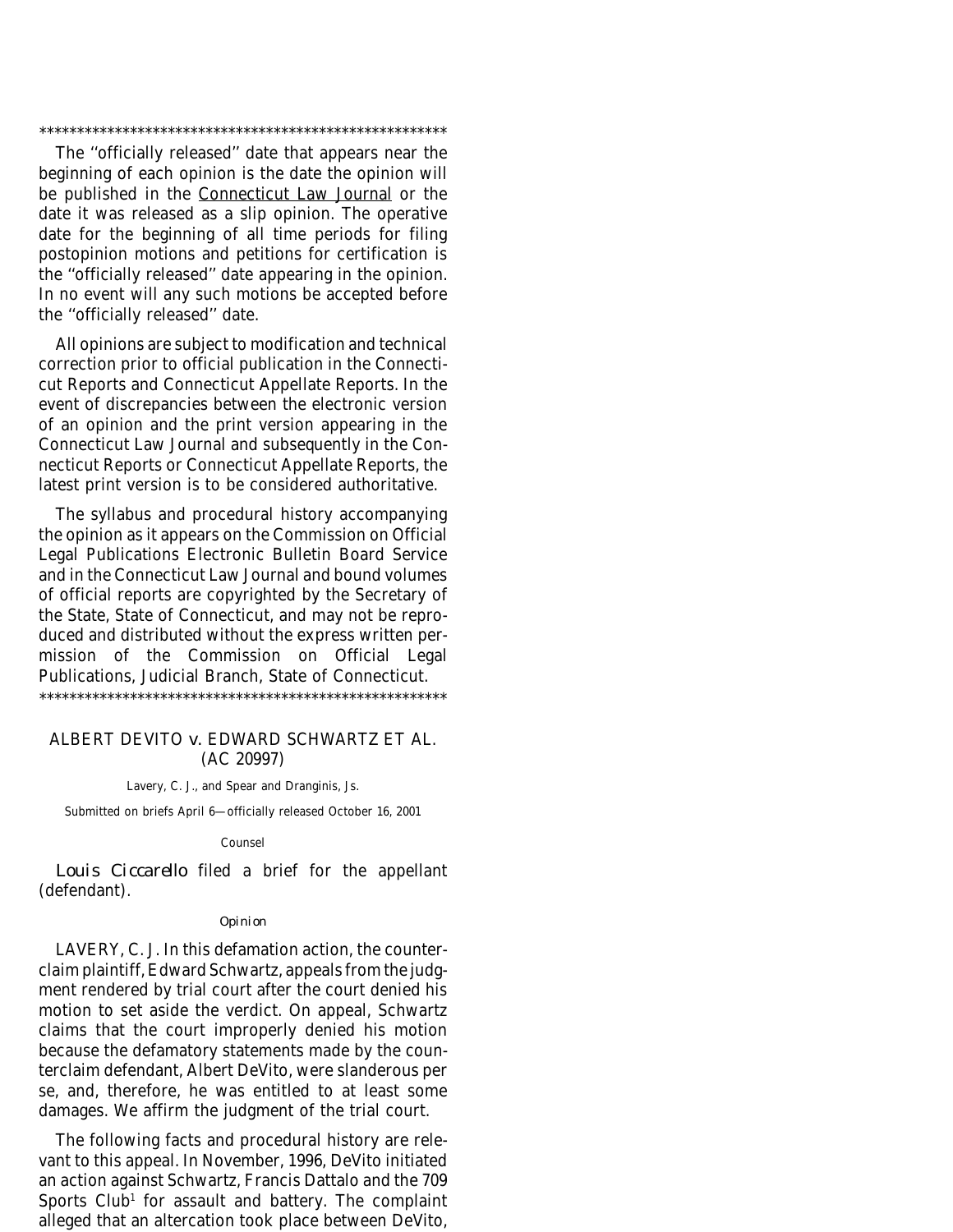******************************************************

The ''officially released'' date that appears near the beginning of each opinion is the date the opinion will be published in the Connecticut Law Journal or the date it was released as a slip opinion. The operative date for the beginning of all time periods for filing postopinion motions and petitions for certification is the ''officially released'' date appearing in the opinion. In no event will any such motions be accepted before the ''officially released'' date.

All opinions are subject to modification and technical correction prior to official publication in the Connecticut Reports and Connecticut Appellate Reports. In the event of discrepancies between the electronic version of an opinion and the print version appearing in the Connecticut Law Journal and subsequently in the Connecticut Reports or Connecticut Appellate Reports, the latest print version is to be considered authoritative.

The syllabus and procedural history accompanying the opinion as it appears on the Commission on Official Legal Publications Electronic Bulletin Board Service and in the Connecticut Law Journal and bound volumes of official reports are copyrighted by the Secretary of the State, State of Connecticut, and may not be reproduced and distributed without the express written permission of the Commission on Official Legal Publications, Judicial Branch, State of Connecticut.

******************************************************

ALBERT DEVITO *v.* EDWARD SCHWARTZ ET AL.
(AC 20997)

Lavery, C. J., and Spear and Dranginis, Js.

Submitted on briefs April 6—officially released October 16, 2001

*Counsel*

*Louis Ciccarello* filed a brief for the appellant (defendant).

*Opinion*

LAVERY, C. J. In this defamation action, the counterclaim plaintiff, Edward Schwartz, appeals from the judgment rendered by trial court after the court denied his motion to set aside the verdict. On appeal, Schwartz claims that the court improperly denied his motion because the defamatory statements made by the counterclaim defendant, Albert DeVito, were slanderous per se, and, therefore, he was entitled to at least some damages. We affirm the judgment of the trial court.

The following facts and procedural history are relevant to this appeal. In November, 1996, DeVito initiated an action against Schwartz, Francis Dattalo and the 709 Sports Club[1] for assault and battery. The complaint alleged that an altercation took place between DeVito,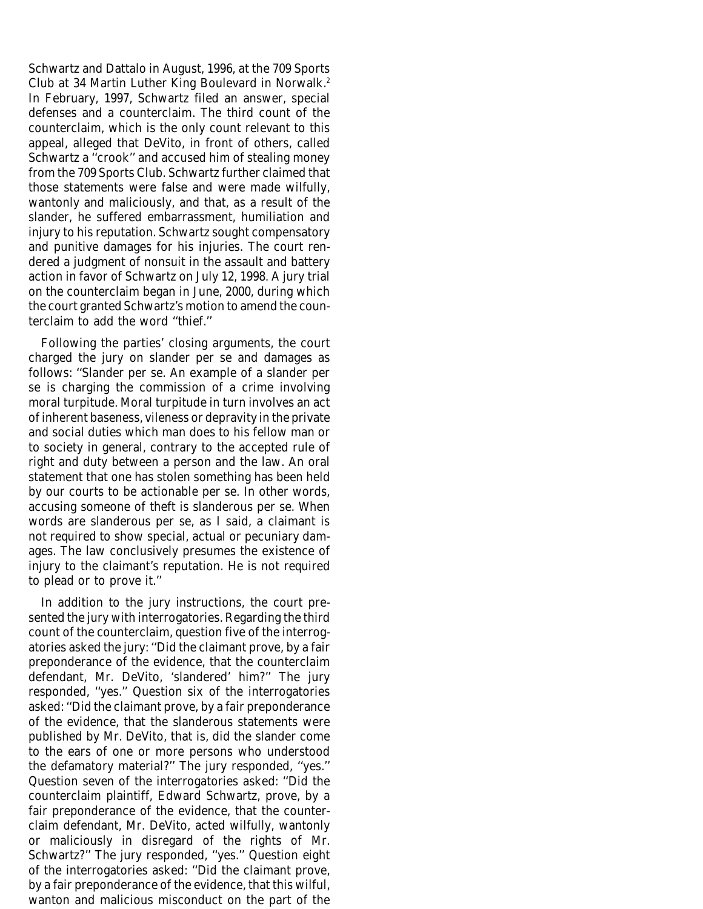Schwartz and Dattalo in August, 1996, at the 709 Sports Club at 34 Martin Luther King Boulevard in Norwalk.[2] In February, 1997, Schwartz filed an answer, special defenses and a counterclaim. The third count of the counterclaim, which is the only count relevant to this appeal, alleged that DeVito, in front of others, called Schwartz a ''crook'' and accused him of stealing money from the 709 Sports Club. Schwartz further claimed that those statements were false and were made wilfully, wantonly and maliciously, and that, as a result of the slander, he suffered embarrassment, humiliation and injury to his reputation. Schwartz sought compensatory and punitive damages for his injuries. The court rendered a judgment of nonsuit in the assault and battery action in favor of Schwartz on July 12, 1998. A jury trial on the counterclaim began in June, 2000, during which the court granted Schwartz's motion to amend the counterclaim to add the word ''thief.''

Following the parties' closing arguments, the court charged the jury on slander per se and damages as follows: ''Slander per se. An example of a slander per se is charging the commission of a crime involving moral turpitude. Moral turpitude in turn involves an act of inherent baseness, vileness or depravity in the private and social duties which man does to his fellow man or to society in general, contrary to the accepted rule of right and duty between a person and the law. An oral statement that one has stolen something has been held by our courts to be actionable per se. In other words, accusing someone of theft is slanderous per se. When words are slanderous per se, as I said, a claimant is not required to show special, actual or pecuniary damages. The law conclusively presumes the existence of injury to the claimant's reputation. He is not required to plead or to prove it.''

In addition to the jury instructions, the court presented the jury with interrogatories. Regarding the third count of the counterclaim, question five of the interrogatories asked the jury: ''Did the claimant prove, by a fair preponderance of the evidence, that the counterclaim defendant, Mr. DeVito, 'slandered' him?'' The jury responded, ''yes.'' Question six of the interrogatories asked: ''Did the claimant prove, by a fair preponderance of the evidence, that the slanderous statements were published by Mr. DeVito, that is, did the slander come to the ears of one or more persons who understood the defamatory material?'' The jury responded, ''yes.'' Question seven of the interrogatories asked: ''Did the counterclaim plaintiff, Edward Schwartz, prove, by a fair preponderance of the evidence, that the counterclaim defendant, Mr. DeVito, acted wilfully, wantonly or maliciously in disregard of the rights of Mr. Schwartz?'' The jury responded, ''yes.'' Question eight of the interrogatories asked: ''Did the claimant prove, by a fair preponderance of the evidence, that this wilful, wanton and malicious misconduct on the part of the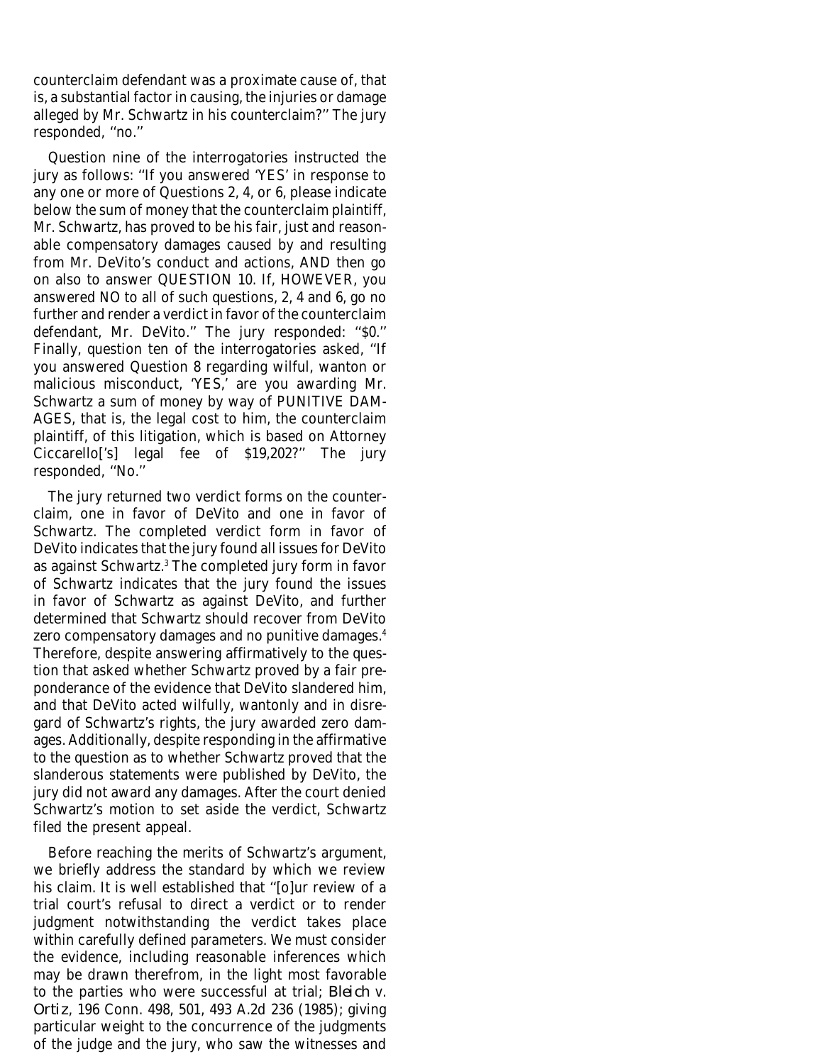counterclaim defendant was a proximate cause of, that is, a substantial factor in causing, the injuries or damage alleged by Mr. Schwartz in his counterclaim?'' The jury responded, ''no.''

Question nine of the interrogatories instructed the jury as follows: ''If you answered 'YES' in response to any one or more of Questions 2, 4, or 6, please indicate below the sum of money that the counterclaim plaintiff, Mr. Schwartz, has proved to be his fair, just and reasonable compensatory damages caused by and resulting from Mr. DeVito's conduct and actions, AND then go on also to answer QUESTION 10. If, HOWEVER, you answered NO to all of such questions, 2, 4 and 6, go no further and render a verdict in favor of the counterclaim defendant, Mr. DeVito.'' The jury responded: ''$0.'' Finally, question ten of the interrogatories asked, ''If you answered Question 8 regarding wilful, wanton or malicious misconduct, 'YES,' are you awarding Mr. Schwartz a sum of money by way of PUNITIVE DAMAGES, that is, the legal cost to him, the counterclaim plaintiff, of this litigation, which is based on Attorney Ciccarello['s] legal fee of $19,202?'' The jury responded, ''No.''

The jury returned two verdict forms on the counterclaim, one in favor of DeVito and one in favor of Schwartz. The completed verdict form in favor of DeVito indicates that the jury found all issues for DeVito as against Schwartz.[3] The completed jury form in favor of Schwartz indicates that the jury found the issues in favor of Schwartz as against DeVito, and further determined that Schwartz should recover from DeVito zero compensatory damages and no punitive damages.[4] Therefore, despite answering affirmatively to the question that asked whether Schwartz proved by a fair preponderance of the evidence that DeVito slandered him, and that DeVito acted wilfully, wantonly and in disregard of Schwartz's rights, the jury awarded zero damages. Additionally, despite responding in the affirmative to the question as to whether Schwartz proved that the slanderous statements were published by DeVito, the jury did not award any damages. After the court denied Schwartz's motion to set aside the verdict, Schwartz filed the present appeal.

Before reaching the merits of Schwartz's argument, we briefly address the standard by which we review his claim. It is well established that ''[o]ur review of a trial court's refusal to direct a verdict or to render judgment notwithstanding the verdict takes place within carefully defined parameters. We must consider the evidence, including reasonable inferences which may be drawn therefrom, in the light most favorable to the parties who were successful at trial; *Bleich* v. *Ortiz*, 196 Conn. 498, 501, 493 A.2d 236 (1985); giving particular weight to the concurrence of the judgments of the judge and the jury, who saw the witnesses and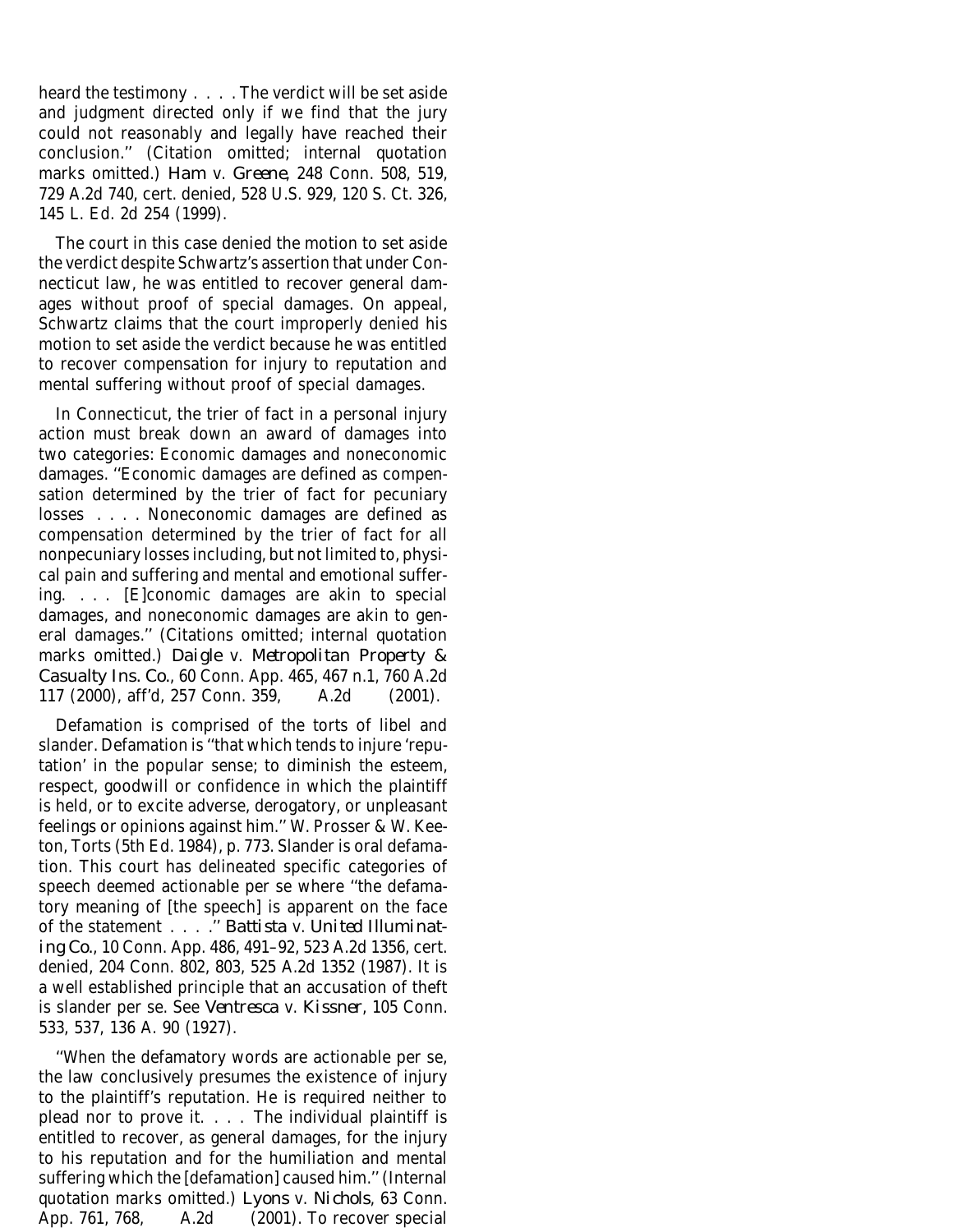heard the testimony . . . . The verdict will be set aside and judgment directed only if we find that the jury could not reasonably and legally have reached their conclusion.'' (Citation omitted; internal quotation marks omitted.) *Ham* v. *Greene*, 248 Conn. 508, 519, 729 A.2d 740, cert. denied, 528 U.S. 929, 120 S. Ct. 326, 145 L. Ed. 2d 254 (1999).

The court in this case denied the motion to set aside the verdict despite Schwartz's assertion that under Connecticut law, he was entitled to recover general damages without proof of special damages. On appeal, Schwartz claims that the court improperly denied his motion to set aside the verdict because he was entitled to recover compensation for injury to reputation and mental suffering without proof of special damages.

In Connecticut, the trier of fact in a personal injury action must break down an award of damages into two categories: Economic damages and noneconomic damages. ''Economic damages are defined as compensation determined by the trier of fact for pecuniary losses . . . . Noneconomic damages are defined as compensation determined by the trier of fact for all nonpecuniary losses including, but not limited to, physical pain and suffering and mental and emotional suffering. . . . [E]conomic damages are akin to special damages, and noneconomic damages are akin to general damages.'' (Citations omitted; internal quotation marks omitted.) *Daigle* v. *Metropolitan Property & Casualty Ins. Co.*, 60 Conn. App. 465, 467 n.1, 760 A.2d 117 (2000), aff'd, 257 Conn. 359, A.2d (2001).

Defamation is comprised of the torts of libel and slander. Defamation is ''that which tends to injure 'reputation' in the popular sense; to diminish the esteem, respect, goodwill or confidence in which the plaintiff is held, or to excite adverse, derogatory, or unpleasant feelings or opinions against him.'' W. Prosser & W. Keeton, Torts (5th Ed. 1984), p. 773. Slander is oral defamation. This court has delineated specific categories of speech deemed actionable per se where ''the defamatory meaning of [the speech] is apparent on the face of the statement . . . .'' *Battista* v. *United Illuminating Co.*, 10 Conn. App. 486, 491–92, 523 A.2d 1356, cert. denied, 204 Conn. 802, 803, 525 A.2d 1352 (1987). It is a well established principle that an accusation of theft is slander per se. See *Ventresca* v. *Kissner*, 105 Conn. 533, 537, 136 A. 90 (1927).

''When the defamatory words are actionable per se, the law conclusively presumes the existence of injury to the plaintiff's reputation. He is required neither to plead nor to prove it. . . . The individual plaintiff is entitled to recover, as general damages, for the injury to his reputation and for the humiliation and mental suffering which the [defamation] caused him.'' (Internal quotation marks omitted.) *Lyons* v. *Nichols*, 63 Conn. App. 761, 768, A.2d (2001). To recover special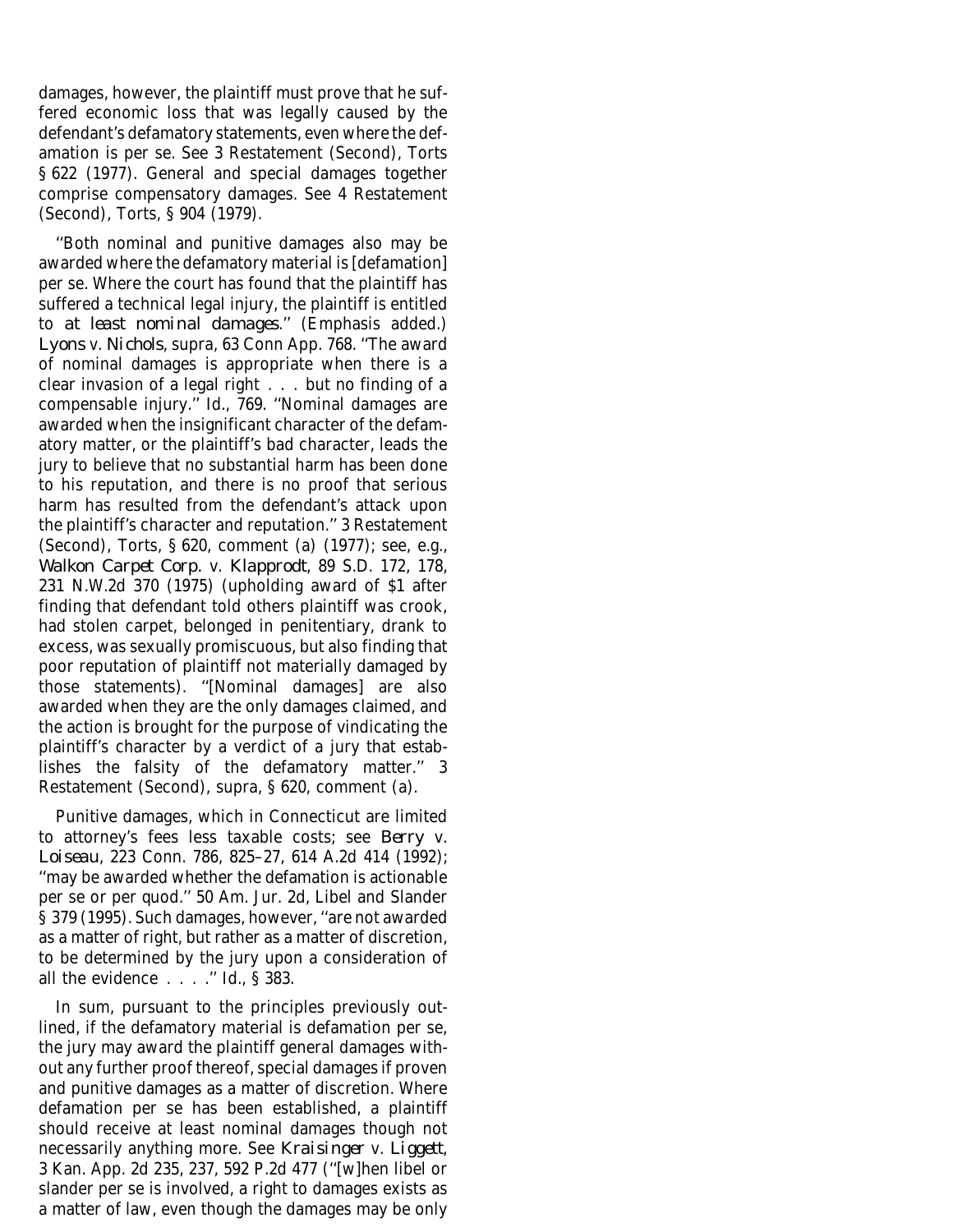damages, however, the plaintiff must prove that he suffered economic loss that was legally caused by the defendant's defamatory statements, even where the defamation is per se. See 3 Restatement (Second), Torts § 622 (1977). General and special damages together comprise compensatory damages. See 4 Restatement (Second), Torts, § 904 (1979).

''Both nominal and punitive damages also may be awarded where the defamatory material is [defamation] per se. Where the court has found that the plaintiff has suffered a technical legal injury, the plaintiff is entitled to *at least nominal damages*.'' (Emphasis added.) *Lyons* v. *Nichols*, supra, 63 Conn App. 768. ''The award of nominal damages is appropriate when there is a clear invasion of a legal right . . . but no finding of a compensable injury.'' Id., 769. ''Nominal damages are awarded when the insignificant character of the defamatory matter, or the plaintiff's bad character, leads the jury to believe that no substantial harm has been done to his reputation, and there is no proof that serious harm has resulted from the defendant's attack upon the plaintiff's character and reputation.'' 3 Restatement (Second), Torts, § 620, comment (a) (1977); see, e.g., *Walkon Carpet Corp.* v. *Klapprodt*, 89 S.D. 172, 178, 231 N.W.2d 370 (1975) (upholding award of $1 after finding that defendant told others plaintiff was crook, had stolen carpet, belonged in penitentiary, drank to excess, was sexually promiscuous, but also finding that poor reputation of plaintiff not materially damaged by those statements). ''[Nominal damages] are also awarded when they are the only damages claimed, and the action is brought for the purpose of vindicating the plaintiff's character by a verdict of a jury that establishes the falsity of the defamatory matter.'' 3 Restatement (Second), supra, § 620, comment (a).

Punitive damages, which in Connecticut are limited to attorney's fees less taxable costs; see *Berry* v. *Loiseau*, 223 Conn. 786, 825–27, 614 A.2d 414 (1992); ''may be awarded whether the defamation is actionable per se or per quod.'' 50 Am. Jur. 2d, Libel and Slander § 379 (1995). Such damages, however, ''are not awarded as a matter of right, but rather as a matter of discretion, to be determined by the jury upon a consideration of all the evidence . . . .'' Id., § 383.

In sum, pursuant to the principles previously outlined, if the defamatory material is defamation per se, the jury may award the plaintiff general damages without any further proof thereof, special damages if proven and punitive damages as a matter of discretion. Where defamation per se has been established, a plaintiff should receive at least nominal damages though not necessarily anything more. See *Kraisinger* v. *Liggett*, 3 Kan. App. 2d 235, 237, 592 P.2d 477 (''[w]hen libel or slander per se is involved, a right to damages exists as a matter of law, even though the damages may be only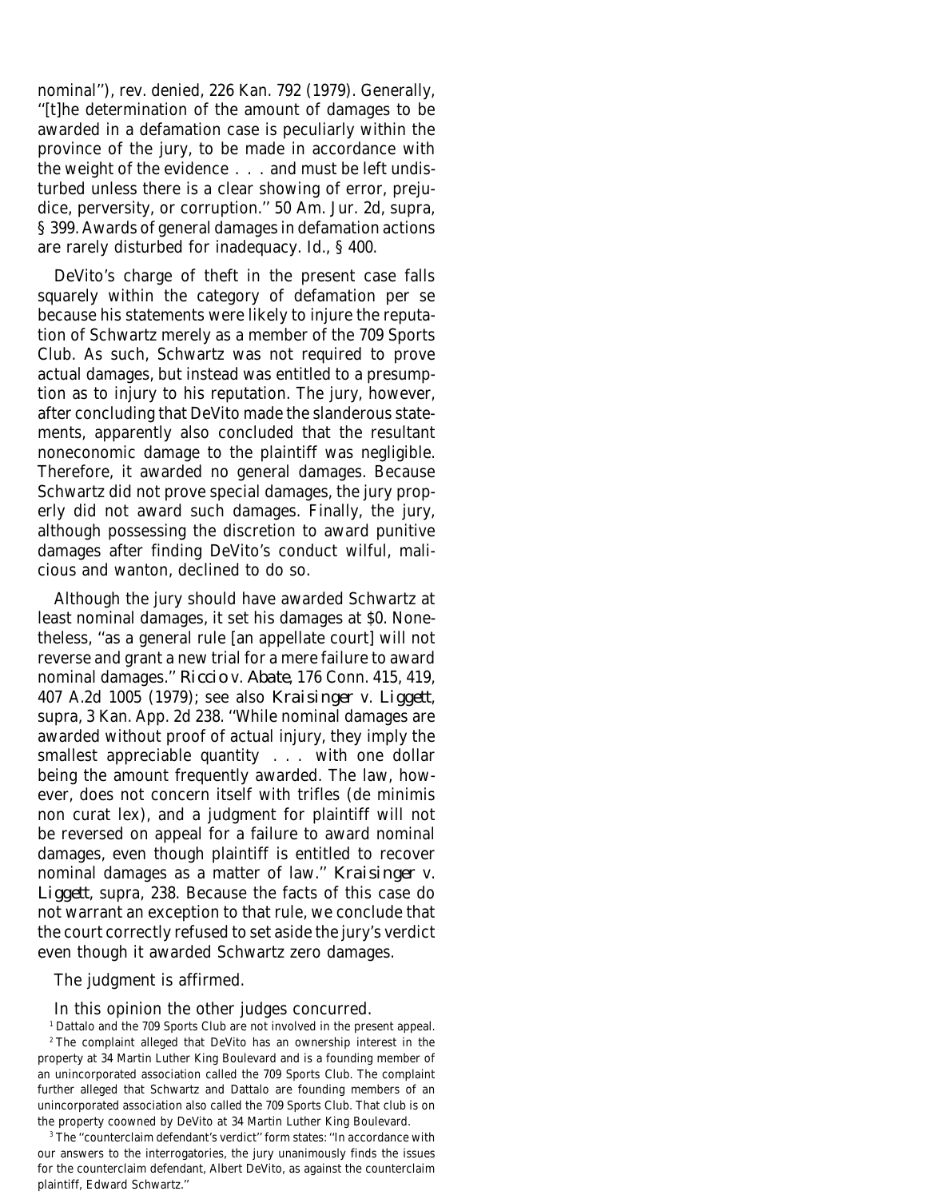nominal''), rev. denied, 226 Kan. 792 (1979). Generally, ''[t]he determination of the amount of damages to be awarded in a defamation case is peculiarly within the province of the jury, to be made in accordance with the weight of the evidence . . . and must be left undisturbed unless there is a clear showing of error, prejudice, perversity, or corruption.'' 50 Am. Jur. 2d, supra, § 399. Awards of general damages in defamation actions are rarely disturbed for inadequacy. Id., § 400.

DeVito's charge of theft in the present case falls squarely within the category of defamation per se because his statements were likely to injure the reputation of Schwartz merely as a member of the 709 Sports Club. As such, Schwartz was not required to prove actual damages, but instead was entitled to a presumption as to injury to his reputation. The jury, however, after concluding that DeVito made the slanderous statements, apparently also concluded that the resultant noneconomic damage to the plaintiff was negligible. Therefore, it awarded no general damages. Because Schwartz did not prove special damages, the jury properly did not award such damages. Finally, the jury, although possessing the discretion to award punitive damages after finding DeVito's conduct wilful, malicious and wanton, declined to do so.

Although the jury should have awarded Schwartz at least nominal damages, it set his damages at $0. Nonetheless, ''as a general rule [an appellate court] will not reverse and grant a new trial for a mere failure to award nominal damages.'' *Riccio* v. *Abate*, 176 Conn. 415, 419, 407 A.2d 1005 (1979); see also *Kraisinger* v. *Liggett*, supra, 3 Kan. App. 2d 238. ''While nominal damages are awarded without proof of actual injury, they imply the smallest appreciable quantity . . . with one dollar being the amount frequently awarded. The law, however, does not concern itself with trifles (de minimis non curat lex), and a judgment for plaintiff will not be reversed on appeal for a failure to award nominal damages, even though plaintiff is entitled to recover nominal damages as a matter of law.'' *Kraisinger* v. *Liggett*, supra, 238. Because the facts of this case do not warrant an exception to that rule, we conclude that the court correctly refused to set aside the jury's verdict even though it awarded Schwartz zero damages.

The judgment is affirmed.

In this opinion the other judges concurred.

[1] Dattalo and the 709 Sports Club are not involved in the present appeal.

[2] The complaint alleged that DeVito has an ownership interest in the property at 34 Martin Luther King Boulevard and is a founding member of an unincorporated association called the 709 Sports Club. The complaint further alleged that Schwartz and Dattalo are founding members of an unincorporated association also called the 709 Sports Club. That club is on the property coowned by DeVito at 34 Martin Luther King Boulevard.

[3] The ''counterclaim defendant's verdict'' form states: ''In accordance with our answers to the interrogatories, the jury unanimously finds the issues for the counterclaim defendant, Albert DeVito, as against the counterclaim plaintiff, Edward Schwartz.''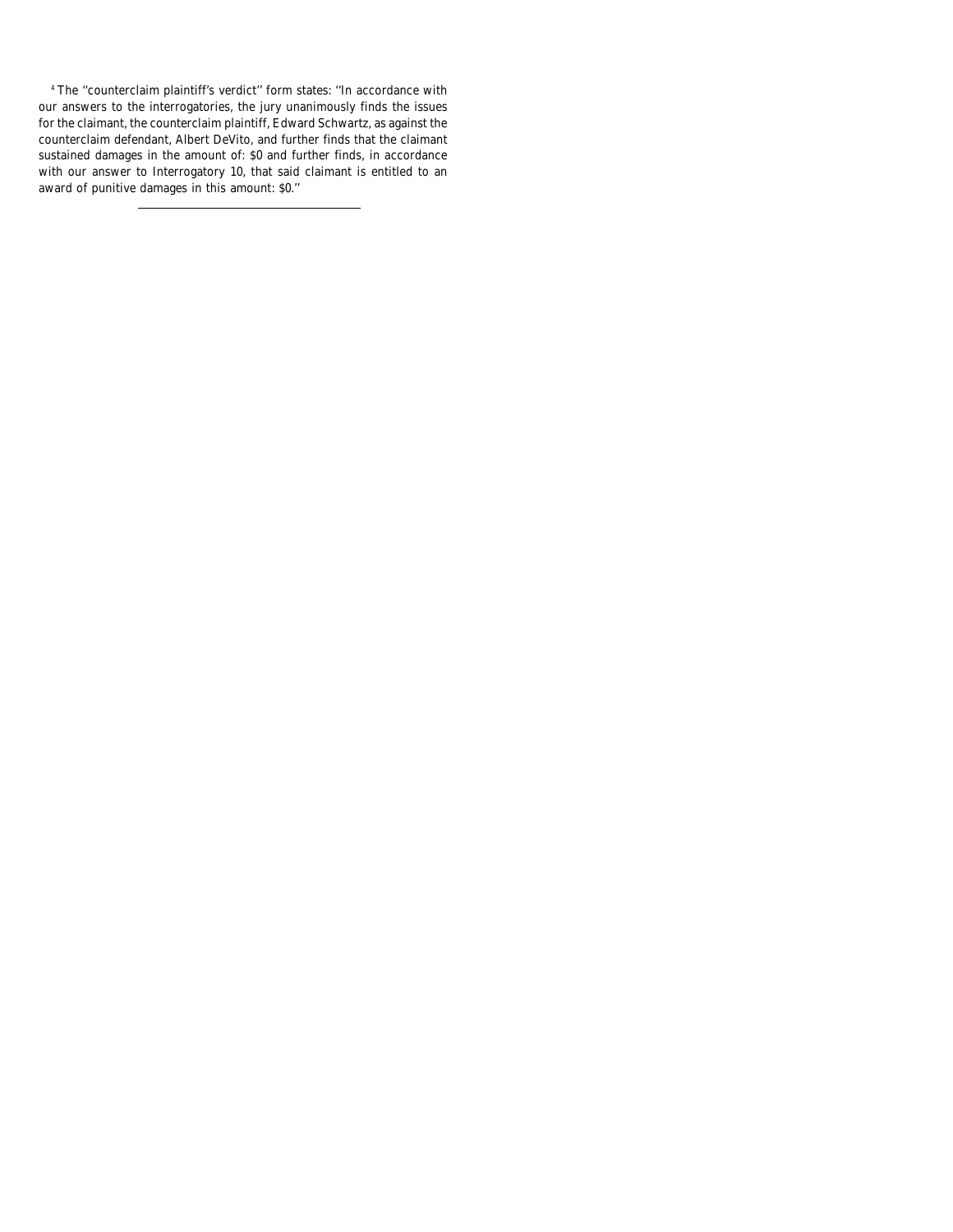[4] The ''counterclaim plaintiff's verdict'' form states: ''In accordance with our answers to the interrogatories, the jury unanimously finds the issues for the claimant, the counterclaim plaintiff, Edward Schwartz, as against the counterclaim defendant, Albert DeVito, and further finds that the claimant sustained damages in the amount of: $0 and further finds, in accordance with our answer to Interrogatory 10, that said claimant is entitled to an award of punitive damages in this amount: $0.''